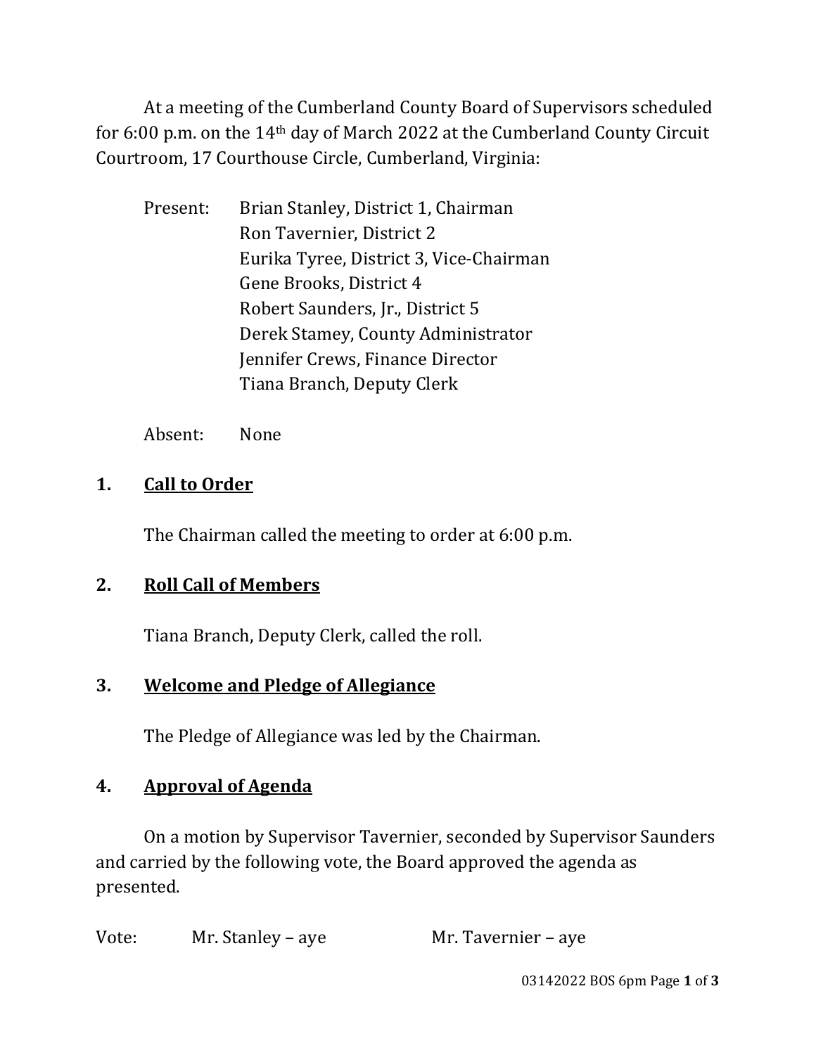At a meeting of the Cumberland County Board of Supervisors scheduled for 6:00 p.m. on the 14th day of March 2022 at the Cumberland County Circuit Courtroom, 17 Courthouse Circle, Cumberland, Virginia:

Present: Brian Stanley, District 1, Chairman
Ron Tavernier, District 2
Eurika Tyree, District 3, Vice-Chairman
Gene Brooks, District 4
Robert Saunders, Jr., District 5
Derek Stamey, County Administrator
Jennifer Crews, Finance Director
Tiana Branch, Deputy Clerk

Absent: None

## 1. Call to Order

The Chairman called the meeting to order at 6:00 p.m.

## 2. Roll Call of Members

Tiana Branch, Deputy Clerk, called the roll.

## 3. Welcome and Pledge of Allegiance

The Pledge of Allegiance was led by the Chairman.

## 4. Approval of Agenda

On a motion by Supervisor Tavernier, seconded by Supervisor Saunders and carried by the following vote, the Board approved the agenda as presented.

Vote: Mr. Stanley – aye Mr. Tavernier – aye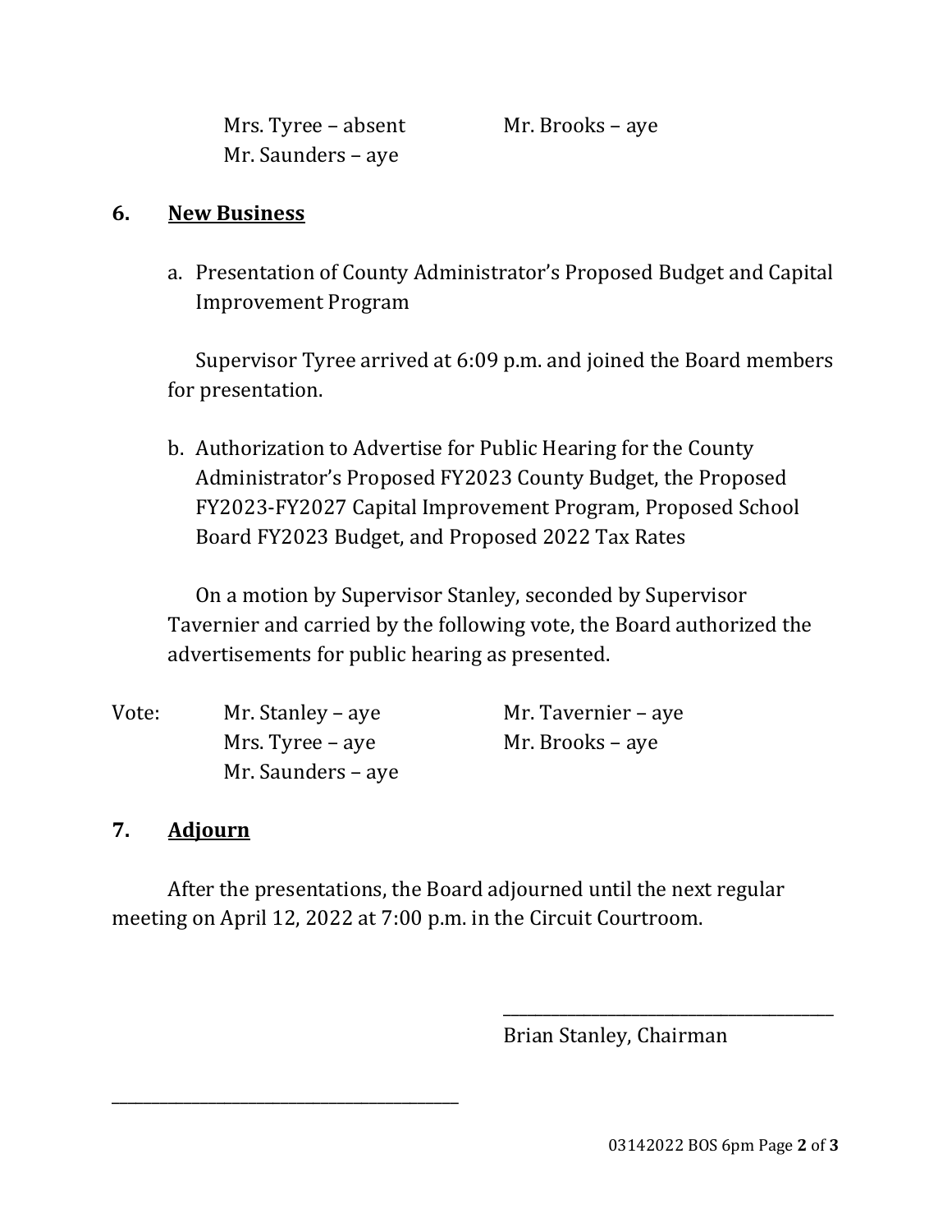Mrs. Tyree – absent Mr. Brooks – aye
Mr. Saunders – aye

## 6. New Business

a. Presentation of County Administrator's Proposed Budget and Capital Improvement Program

Supervisor Tyree arrived at 6:09 p.m. and joined the Board members for presentation.

b. Authorization to Advertise for Public Hearing for the County Administrator's Proposed FY2023 County Budget, the Proposed FY2023-FY2027 Capital Improvement Program, Proposed School Board FY2023 Budget, and Proposed 2022 Tax Rates

On a motion by Supervisor Stanley, seconded by Supervisor Tavernier and carried by the following vote, the Board authorized the advertisements for public hearing as presented.

Vote: Mr. Stanley – aye Mr. Tavernier – aye
Mrs. Tyree – aye Mr. Brooks – aye
Mr. Saunders – aye

## 7. Adjourn

After the presentations, the Board adjourned until the next regular meeting on April 12, 2022 at 7:00 p.m. in the Circuit Courtroom.

\_\_\_\_\_\_\_\_\_\_\_\_\_\_\_\_\_\_\_\_\_\_\_\_\_\_\_\_\_\_\_\_\_\_\_\_\_\_\_\_

Brian Stanley, Chairman

\_\_\_\_\_\_\_\_\_\_\_\_\_\_\_\_\_\_\_\_\_\_\_\_\_\_\_\_\_\_\_\_\_\_\_\_\_\_\_\_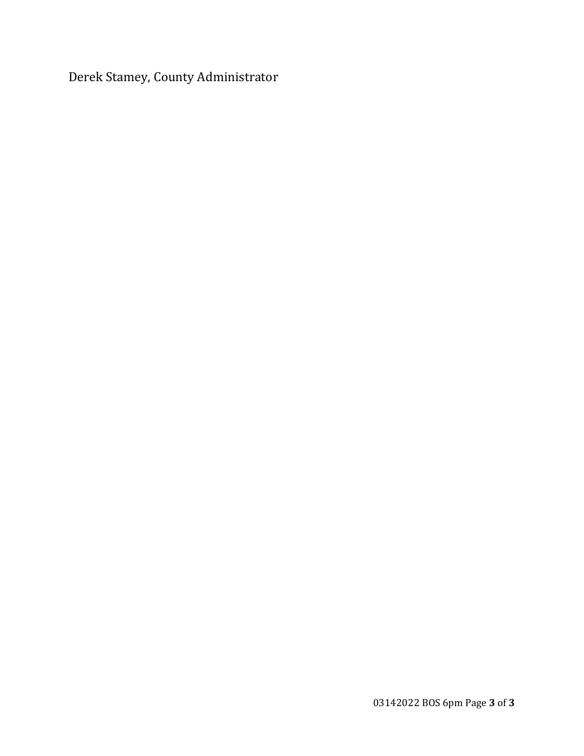Derek Stamey, County Administrator